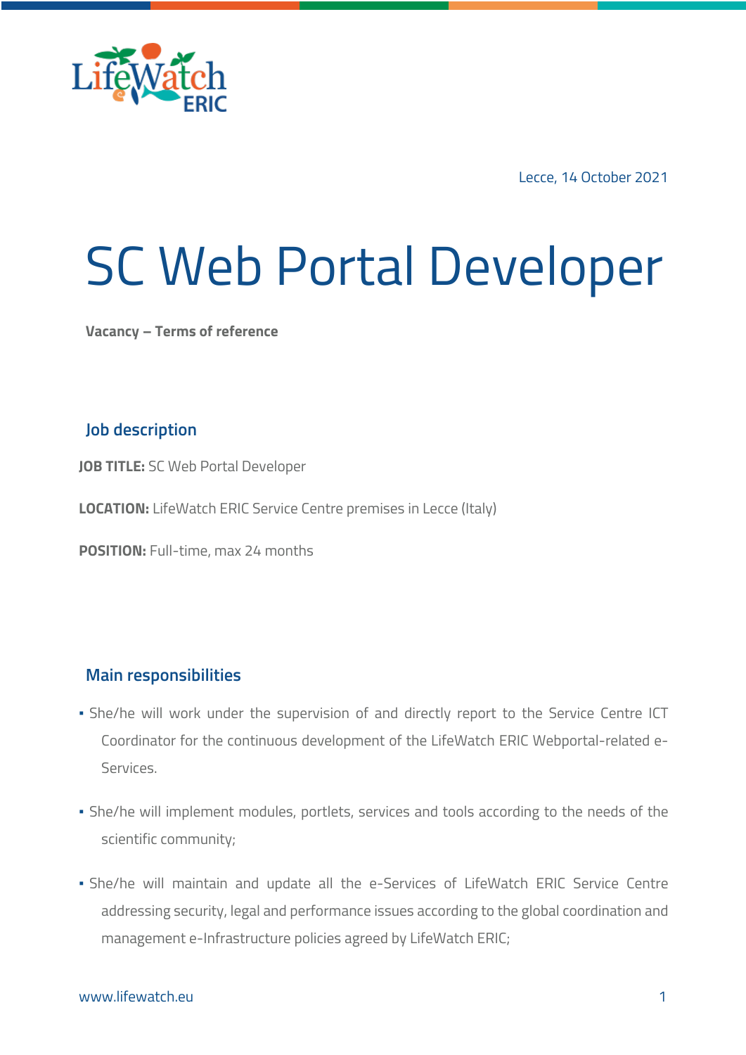Lecce, 14 October 2021

# SC Web Portal Developer

**Vacancy – Terms of reference**

## Job description

**JOB TITLE:** SC Web Portal Developer

**LOCATION:** LifeWatch ERIC Service Centre premises in Lecce (Italy)

**POSITION:** Full-time, max 24 months

## Main responsibilities

- She/he will work under the supervision of and directly report to the Service Centre ICT Coordinator for the continuous development of the LifeWatch ERIC Webportal-related e-Services.
- She/he will implement modules, portlets, services and tools according to the needs of the scientific community;
- She/he will maintain and update all the e-Services of LifeWatch ERIC Service Centre addressing security, legal and performance issues according to the global coordination and management e-Infrastructure policies agreed by LifeWatch ERIC;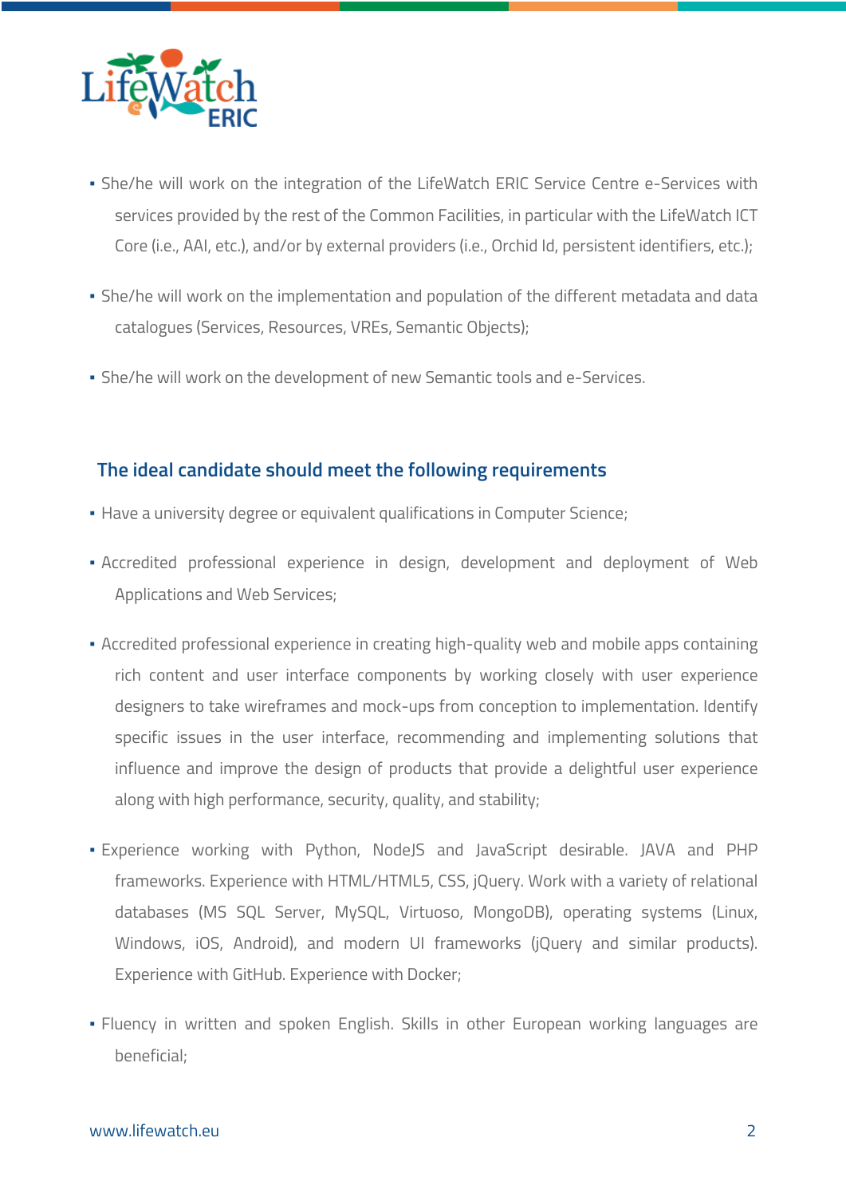- She/he will work on the integration of the LifeWatch ERIC Service Centre e-Services with services provided by the rest of the Common Facilities, in particular with the LifeWatch ICT Core (i.e., AAI, etc.), and/or by external providers (i.e., Orchid Id, persistent identifiers, etc.);
- She/he will work on the implementation and population of the different metadata and data catalogues (Services, Resources, VREs, Semantic Objects);
- She/he will work on the development of new Semantic tools and e-Services.

## The ideal candidate should meet the following requirements

- Have a university degree or equivalent qualifications in Computer Science;
- Accredited professional experience in design, development and deployment of Web Applications and Web Services;
- Accredited professional experience in creating high-quality web and mobile apps containing rich content and user interface components by working closely with user experience designers to take wireframes and mock-ups from conception to implementation. Identify specific issues in the user interface, recommending and implementing solutions that influence and improve the design of products that provide a delightful user experience along with high performance, security, quality, and stability;
- Experience working with Python, NodeJS and JavaScript desirable. JAVA and PHP frameworks. Experience with HTML/HTML5, CSS, jQuery. Work with a variety of relational databases (MS SQL Server, MySQL, Virtuoso, MongoDB), operating systems (Linux, Windows, iOS, Android), and modern UI frameworks (jQuery and similar products). Experience with GitHub. Experience with Docker;
- Fluency in written and spoken English. Skills in other European working languages are beneficial;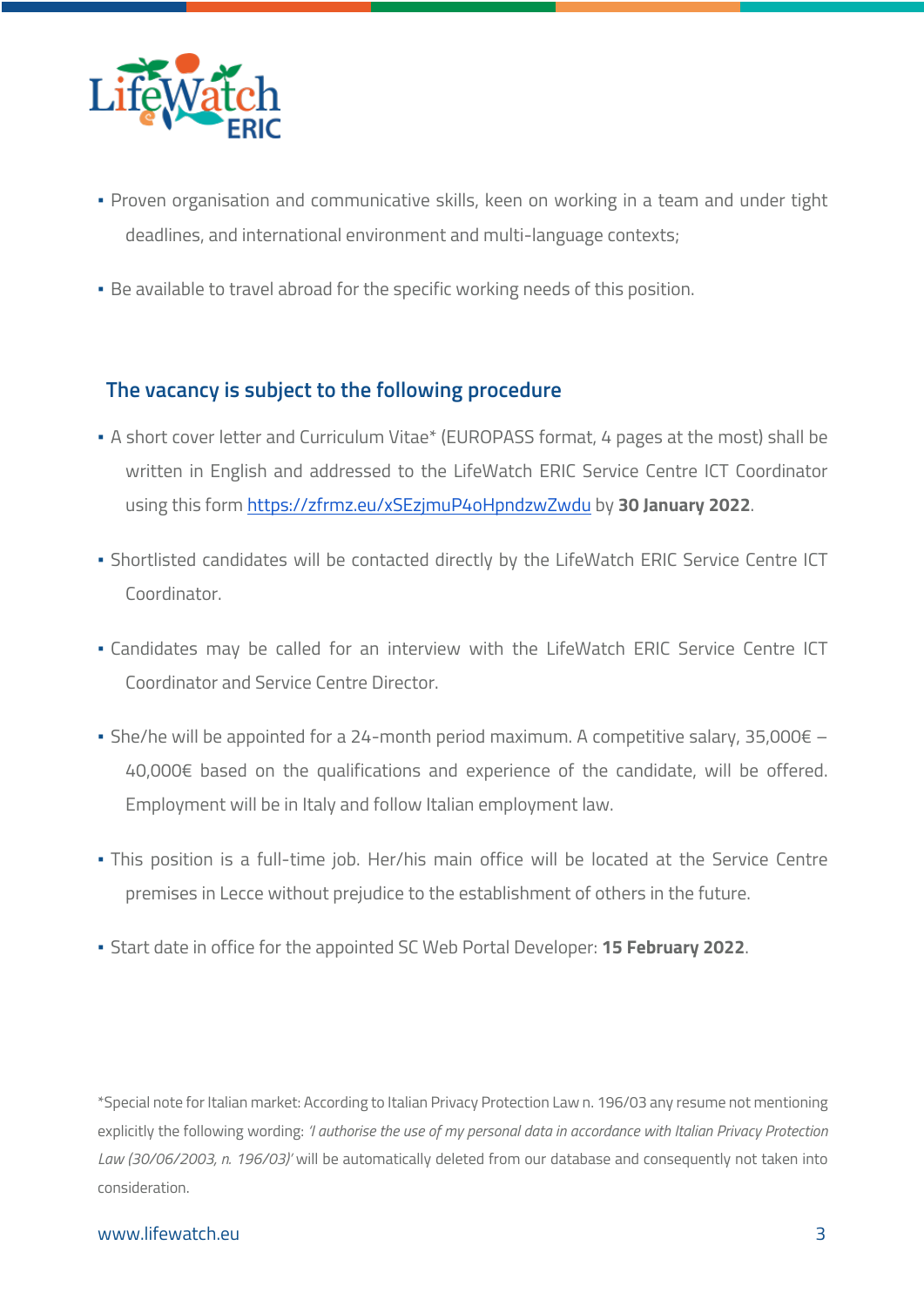- Proven organisation and communicative skills, keen on working in a team and under tight deadlines, and international environment and multi-language contexts;
- Be available to travel abroad for the specific working needs of this position.

## The vacancy is subject to the following procedure

- A short cover letter and Curriculum Vitae* (EUROPASS format, 4 pages at the most) shall be written in English and addressed to the LifeWatch ERIC Service Centre ICT Coordinator using this form https://zfrmz.eu/xSEzjmuP4oHpndzwZwdu by **30 January 2022**.
- Shortlisted candidates will be contacted directly by the LifeWatch ERIC Service Centre ICT Coordinator.
- Candidates may be called for an interview with the LifeWatch ERIC Service Centre ICT Coordinator and Service Centre Director.
- She/he will be appointed for a 24-month period maximum. A competitive salary, 35,000€ – 40,000€ based on the qualifications and experience of the candidate, will be offered. Employment will be in Italy and follow Italian employment law.
- This position is a full-time job. Her/his main office will be located at the Service Centre premises in Lecce without prejudice to the establishment of others in the future.
- Start date in office for the appointed SC Web Portal Developer: **15 February 2022**.

*Special note for Italian market: According to Italian Privacy Protection Law n. 196/03 any resume not mentioning explicitly the following wording: *'I authorise the use of my personal data in accordance with Italian Privacy Protection Law (30/06/2003, n. 196/03)'* will be automatically deleted from our database and consequently not taken into consideration.